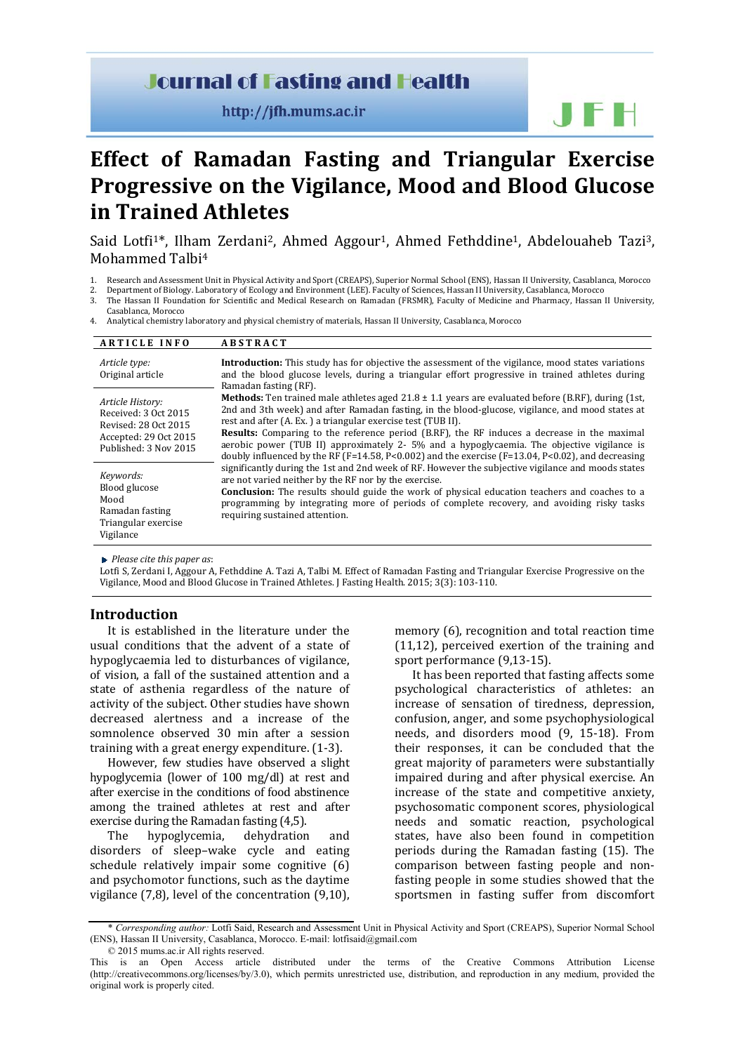Journal of Fasting and Health

http://jfh.mums.ac.ir

# Effect of Ramadan Fasting and Triangular Exercise Progressive on the Vigilance, Mood and Blood Glucose in Trained Athletes

Said Lotfi[1]*, Ilham Zerdani[2], Ahmed Aggour[1], Ahmed Fethddine[1], Abdelouaheb Tazi[3], Mohammed Talbi[4]

1. Research and Assessment Unit in Physical Activity and Sport (CREAPS), Superior Normal School (ENS), Hassan II University, Casablanca, Morocco
2. Department of Biology. Laboratory of Ecology and Environment (LEE). Faculty of Sciences, Hassan II University, Casablanca, Morocco
3. The Hassan II Foundation for Scientific and Medical Research on Ramadan (FRSMR), Faculty of Medicine and Pharmacy, Hassan II University, Casablanca, Morocco
4. Analytical chemistry laboratory and physical chemistry of materials, Hassan II University, Casablanca, Morocco

**ARTICLE INFO**

*Article type:*
Original article

*Article History:*
Received: 3 Oct 2015
Revised: 28 Oct 2015
Accepted: 29 Oct 2015
Published: 3 Nov 2015

*Keywords:*
Blood glucose
Mood
Ramadan fasting
Triangular exercise
Vigilance

**ABSTRACT**

**Introduction:** This study has for objective the assessment of the vigilance, mood states variations and the blood glucose levels, during a triangular effort progressive in trained athletes during Ramadan fasting (RF).

**Methods:** Ten trained male athletes aged 21.8 ± 1.1 years are evaluated before (B.RF), during (1st, 2nd and 3th week) and after Ramadan fasting, in the blood-glucose, vigilance, and mood states at rest and after (A. Ex. ) a triangular exercise test (TUB II).

**Results:** Comparing to the reference period (B.RF), the RF induces a decrease in the maximal aerobic power (TUB II) approximately 2- 5% and a hypoglycaemia. The objective vigilance is doubly influenced by the RF (F=14.58, P<0.002) and the exercise (F=13.04, P<0.02), and decreasing significantly during the 1st and 2nd week of RF. However the subjective vigilance and moods states are not varied neither by the RF nor by the exercise.

**Conclusion:** The results should guide the work of physical education teachers and coaches to a programming by integrating more of periods of complete recovery, and avoiding risky tasks requiring sustained attention.

*Please cite this paper as*:
Lotfi S, Zerdani I, Aggour A, Fethddine A. Tazi A, Talbi M. Effect of Ramadan Fasting and Triangular Exercise Progressive on the Vigilance, Mood and Blood Glucose in Trained Athletes. J Fasting Health. 2015; 3(3): 103-110.

## Introduction

It is established in the literature under the usual conditions that the advent of a state of hypoglycaemia led to disturbances of vigilance, of vision, a fall of the sustained attention and a state of asthenia regardless of the nature of activity of the subject. Other studies have shown decreased alertness and a increase of the somnolence observed 30 min after a session training with a great energy expenditure. (1-3).

However, few studies have observed a slight hypoglycemia (lower of 100 mg/dl) at rest and after exercise in the conditions of food abstinence among the trained athletes at rest and after exercise during the Ramadan fasting (4,5).

The hypoglycemia, dehydration and disorders of sleep–wake cycle and eating schedule relatively impair some cognitive (6) and psychomotor functions, such as the daytime vigilance (7,8), level of the concentration (9,10), memory (6), recognition and total reaction time (11,12), perceived exertion of the training and sport performance (9,13-15).

It has been reported that fasting affects some psychological characteristics of athletes: an increase of sensation of tiredness, depression, confusion, anger, and some psychophysiological needs, and disorders mood (9, 15-18). From their responses, it can be concluded that the great majority of parameters were substantially impaired during and after physical exercise. An increase of the state and competitive anxiety, psychosomatic component scores, physiological needs and somatic reaction, psychological states, have also been found in competition periods during the Ramadan fasting (15). The comparison between fasting people and non-fasting people in some studies showed that the sportsmen in fasting suffer from discomfort

\* *Corresponding author:* Lotfi Said, Research and Assessment Unit in Physical Activity and Sport (CREAPS), Superior Normal School (ENS), Hassan II University, Casablanca, Morocco. E-mail: lotfisaid@gmail.com

© 2015 mums.ac.ir All rights reserved.

This is an Open Access article distributed under the terms of the Creative Commons Attribution License (http://creativecommons.org/licenses/by/3.0), which permits unrestricted use, distribution, and reproduction in any medium, provided the original work is properly cited.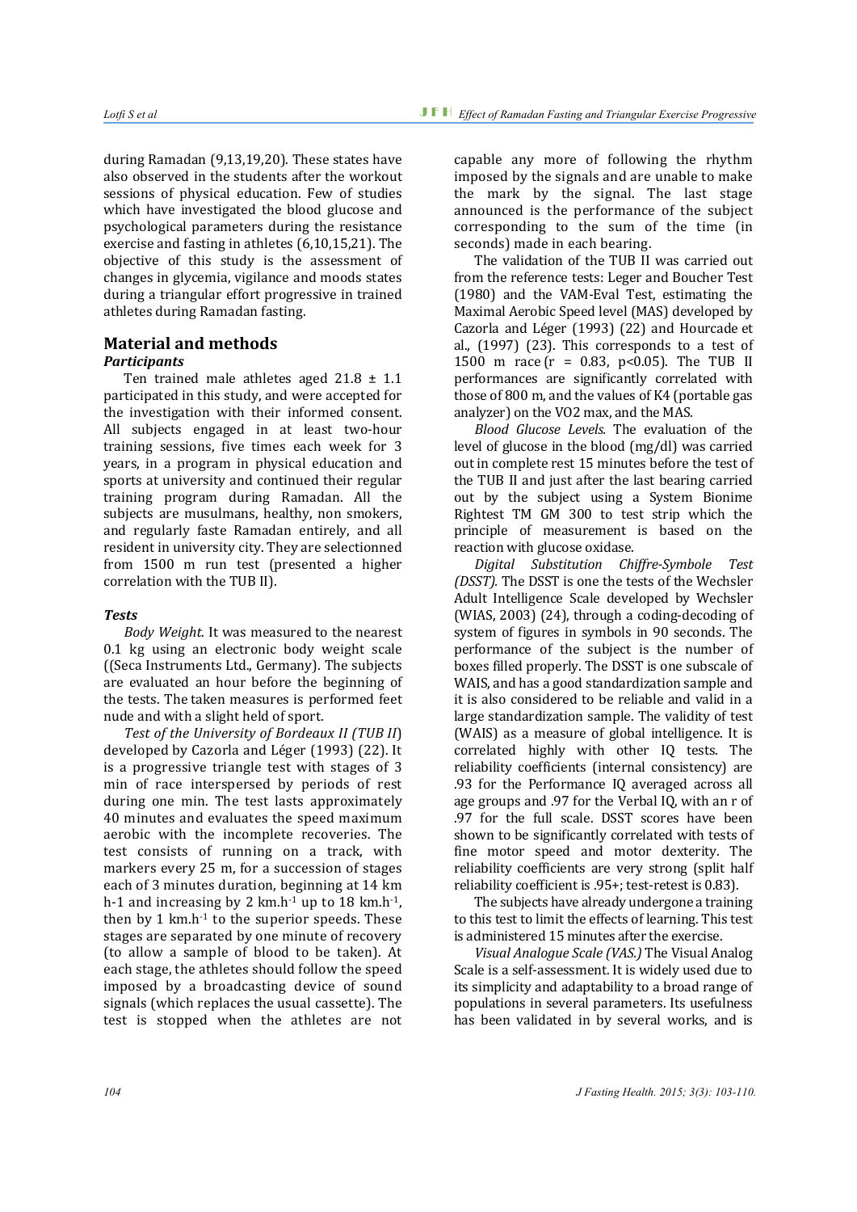during Ramadan (9,13,19,20). These states have also observed in the students after the workout sessions of physical education. Few of studies which have investigated the blood glucose and psychological parameters during the resistance exercise and fasting in athletes (6,10,15,21). The objective of this study is the assessment of changes in glycemia, vigilance and moods states during a triangular effort progressive in trained athletes during Ramadan fasting.

## Material and methods

### *Participants*

Ten trained male athletes aged 21.8 ± 1.1 participated in this study, and were accepted for the investigation with their informed consent. All subjects engaged in at least two-hour training sessions, five times each week for 3 years, in a program in physical education and sports at university and continued their regular training program during Ramadan. All the subjects are musulmans, healthy, non smokers, and regularly faste Ramadan entirely, and all resident in university city. They are selectionned from 1500 m run test (presented a higher correlation with the TUB II).

### *Tests*

*Body Weight.* It was measured to the nearest 0.1 kg using an electronic body weight scale ((Seca Instruments Ltd., Germany). The subjects are evaluated an hour before the beginning of the tests. The taken measures is performed feet nude and with a slight held of sport.

*Test of the University of Bordeaux II (TUB II)* developed by Cazorla and Léger (1993) (22). It is a progressive triangle test with stages of 3 min of race interspersed by periods of rest during one min. The test lasts approximately 40 minutes and evaluates the speed maximum aerobic with the incomplete recoveries. The test consists of running on a track, with markers every 25 m, for a succession of stages each of 3 minutes duration, beginning at 14 km h-1 and increasing by 2 km.h$^{-1}$ up to 18 km.h$^{-1}$, then by 1 km.h$^{-1}$ to the superior speeds. These stages are separated by one minute of recovery (to allow a sample of blood to be taken). At each stage, the athletes should follow the speed imposed by a broadcasting device of sound signals (which replaces the usual cassette). The test is stopped when the athletes are not capable any more of following the rhythm imposed by the signals and are unable to make the mark by the signal. The last stage announced is the performance of the subject corresponding to the sum of the time (in seconds) made in each bearing.

The validation of the TUB II was carried out from the reference tests: Leger and Boucher Test (1980) and the VAM-Eval Test, estimating the Maximal Aerobic Speed level (MAS) developed by Cazorla and Léger (1993) (22) and Hourcade et al., (1997) (23). This corresponds to a test of 1500 m race ($r = 0.83$, $p<0.05$). The TUB II performances are significantly correlated with those of 800 m, and the values of K4 (portable gas analyzer) on the VO2 max, and the MAS.

*Blood Glucose Levels.* The evaluation of the level of glucose in the blood (mg/dl) was carried out in complete rest 15 minutes before the test of the TUB II and just after the last bearing carried out by the subject using a System Bionime Rightest TM GM 300 to test strip which the principle of measurement is based on the reaction with glucose oxidase.

*Digital Substitution Chiffre-Symbole Test (DSST).* The DSST is one the tests of the Wechsler Adult Intelligence Scale developed by Wechsler (WIAS, 2003) (24), through a coding-decoding of system of figures in symbols in 90 seconds. The performance of the subject is the number of boxes filled properly. The DSST is one subscale of WAIS, and has a good standardization sample and it is also considered to be reliable and valid in a large standardization sample. The validity of test (WAIS) as a measure of global intelligence. It is correlated highly with other IQ tests. The reliability coefficients (internal consistency) are .93 for the Performance IQ averaged across all age groups and .97 for the Verbal IQ, with an r of .97 for the full scale. DSST scores have been shown to be significantly correlated with tests of fine motor speed and motor dexterity. The reliability coefficients are very strong (split half reliability coefficient is .95+; test-retest is 0.83).

The subjects have already undergone a training to this test to limit the effects of learning. This test is administered 15 minutes after the exercise.

*Visual Analogue Scale (VAS.)* The Visual Analog Scale is a self-assessment. It is widely used due to its simplicity and adaptability to a broad range of populations in several parameters. Its usefulness has been validated in by several works, and is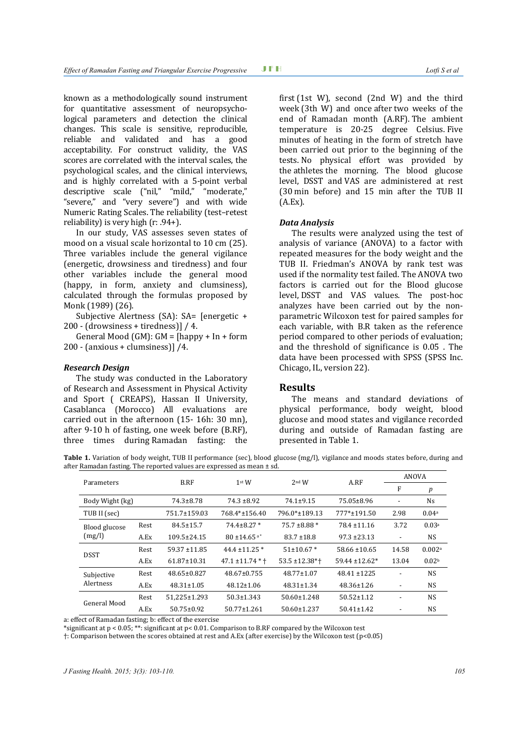known as a methodologically sound instrument for quantitative assessment of neuropsychological parameters and detection the clinical changes. This scale is sensitive, reproducible, reliable and validated and has a good acceptability. For construct validity, the VAS scores are correlated with the interval scales, the psychological scales, and the clinical interviews, and is highly correlated with a 5-point verbal descriptive scale ("nil," "mild," "moderate," "severe," and "very severe") and with wide Numeric Rating Scales. The reliability (test–retest reliability) is very high (r: .94+).

In our study, VAS assesses seven states of mood on a visual scale horizontal to 10 cm (25). Three variables include the general vigilance (energetic, drowsiness and tiredness) and four other variables include the general mood (happy, in form, anxiety and clumsiness), calculated through the formulas proposed by Monk (1989) (26).

Subjective Alertness (SA): SA= [energetic + 200 - (drowsiness + tiredness)] / 4.

General Mood (GM): GM = [happy + In + form 200 - (anxious + clumsiness)] /4.

### *Research Design*

The study was conducted in the Laboratory of Research and Assessment in Physical Activity and Sport ( CREAPS), Hassan II University, Casablanca (Morocco) All evaluations are carried out in the afternoon (15- 16h: 30 mn), after 9-10 h of fasting, one week before (B.RF), three times during Ramadan fasting: the first (1st W), second (2nd W) and the third week (3th W) and once after two weeks of the end of Ramadan month (A.RF). The ambient temperature is 20-25 degree Celsius. Five minutes of heating in the form of stretch have been carried out prior to the beginning of the tests. No physical effort was provided by the athletes the morning. The blood glucose level, DSST and VAS are administered at rest (30 min before) and 15 min after the TUB II (A.Ex).

### *Data Analysis*

The results were analyzed using the test of analysis of variance (ANOVA) to a factor with repeated measures for the body weight and the TUB II. Friedman's ANOVA by rank test was used if the normality test failed. The ANOVA two factors is carried out for the Blood glucose level, DSST and VAS values. The post-hoc analyzes have been carried out by the non-parametric Wilcoxon test for paired samples for each variable, with B.R taken as the reference period compared to other periods of evaluation; and the threshold of significance is 0.05 . The data have been processed with SPSS (SPSS Inc. Chicago, IL, version 22).

## Results

The means and standard deviations of physical performance, body weight, blood glucose and mood states and vigilance recorded during and outside of Ramadan fasting are presented in Table 1.

**Table 1.** Variation of body weight, TUB II performance (sec), blood glucose (mg/l), vigilance and moods states before, during and after Ramadan fasting. The reported values are expressed as mean ± sd.

| Parameters | | B.RF | 1st W | 2nd W | A.RF | ANOVA | |
|---|---|---|---|---|---|---|---|
| | | | | | | F | *p* |
| Body Wight (kg) | | 74.3±8.78 | 74.3 ±8.92 | 74.1±9.15 | 75.05±8.96 | - | Ns |
| TUB II (sec) | | 751.7±159.03 | 768.4*±156.40 | 796.0*±189.13 | 777*±191.50 | 2.98 | 0.04[a] |
| Blood glucose (mg/l) | Rest | 84.5±15.7 | 74.4±8.27 * | 75.7 ±8.88 * | 78.4 ±11.16 | 3.72 | 0.03[a] |
| | A.Ex | 109.5±24.15 | 80 ±14.65 [a*] | 83.7 ±18.8 | 97.3 ±23.13 | - | NS |
| DSST | Rest | 59.37 ±11.85 | 44.4 ±11.25 * | 51±10.67 * | 58.66 ±10.65 | 14.58 | 0.002[a] |
| | A.Ex | 61.87±10.31 | 47.1 ±11.74 * † | 53.5 ±12.38*† | 59.44 ±12.62* | 13.04 | 0.02[b] |
| Subjective Alertness | Rest | 48.65±0.827 | 48.67±0.755 | 48.77±1.07 | 48.41 ±1225 | - | NS |
| | A.Ex | 48.31±1.05 | 48.12±1.06 | 48.31±1.34 | 48.36±1.26 | - | NS |
| General Mood | Rest | 51,225±1.293 | 50.3±1.343 | 50.60±1.248 | 50.52±1.12 | - | NS |
| | A.Ex | 50.75±0.92 | 50.77±1.261 | 50.60±1.237 | 50.41±1.42 | - | NS |

a: effect of Ramadan fasting; b: effect of the exercise

*significant at p < 0.05; **: significant at p< 0.01. Comparison to B.RF compared by the Wilcoxon test

†: Comparison between the scores obtained at rest and A.Ex (after exercise) by the Wilcoxon test (p<0.05)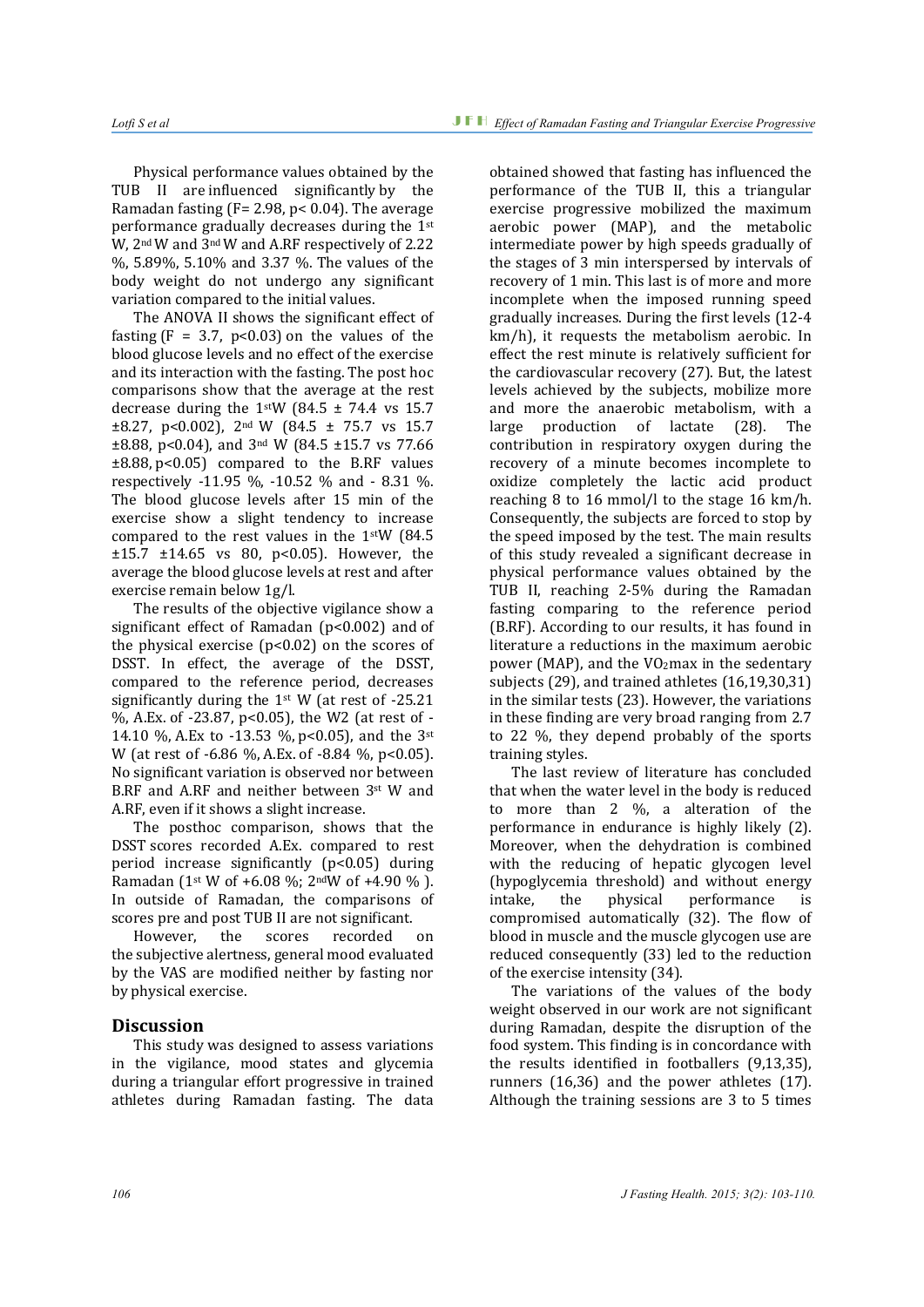Physical performance values obtained by the TUB II are influenced significantly by the Ramadan fasting ($F= 2.98$, $p< 0.04$). The average performance gradually decreases during the 1st W, 2nd W and 3rd W and A.RF respectively of 2.22 %, 5.89%, 5.10% and 3.37 %. The values of the body weight do not undergo any significant variation compared to the initial values.

The ANOVA II shows the significant effect of fasting ($F = 3.7$, $p<0.03$) on the values of the blood glucose levels and no effect of the exercise and its interaction with the fasting. The post hoc comparisons show that the average at the rest decrease during the 1stW (84.5 ± 74.4 vs 15.7 ±8.27, $p<0.002$), 2nd W (84.5 ± 75.7 vs 15.7 ±8.88, $p<0.04$), and 3rd W (84.5 ±15.7 vs 77.66 ±8.88, $p<0.05$) compared to the B.RF values respectively -11.95 %, -10.52 % and - 8.31 %. The blood glucose levels after 15 min of the exercise show a slight tendency to increase compared to the rest values in the 1stW (84.5 ±15.7 ±14.65 vs 80, $p<0.05$). However, the average the blood glucose levels at rest and after exercise remain below 1g/l.

The results of the objective vigilance show a significant effect of Ramadan ($p<0.002$) and of the physical exercise ($p<0.02$) on the scores of DSST. In effect, the average of the DSST, compared to the reference period, decreases significantly during the 1st W (at rest of -25.21 %, A.Ex. of -23.87, $p<0.05$), the W2 (at rest of -14.10 %, A.Ex to -13.53 %, $p<0.05$), and the 3st W (at rest of -6.86 %, A.Ex. of -8.84 %, $p<0.05$). No significant variation is observed nor between B.RF and A.RF and neither between 3st W and A.RF, even if it shows a slight increase.

The posthoc comparison, shows that the DSST scores recorded A.Ex. compared to rest period increase significantly ($p<0.05$) during Ramadan (1st W of +6.08 %; 2ndW of +4.90 % ). In outside of Ramadan, the comparisons of scores pre and post TUB II are not significant.

However, the scores recorded on the subjective alertness, general mood evaluated by the VAS are modified neither by fasting nor by physical exercise.

## Discussion

This study was designed to assess variations in the vigilance, mood states and glycemia during a triangular effort progressive in trained athletes during Ramadan fasting. The data obtained showed that fasting has influenced the performance of the TUB II, this a triangular exercise progressive mobilized the maximum aerobic power (MAP), and the metabolic intermediate power by high speeds gradually of the stages of 3 min interspersed by intervals of recovery of 1 min. This last is of more and more incomplete when the imposed running speed gradually increases. During the first levels (12-4 km/h), it requests the metabolism aerobic. In effect the rest minute is relatively sufficient for the cardiovascular recovery (27). But, the latest levels achieved by the subjects, mobilize more and more the anaerobic metabolism, with a large production of lactate (28). The contribution in respiratory oxygen during the recovery of a minute becomes incomplete to oxidize completely the lactic acid product reaching 8 to 16 mmol/l to the stage 16 km/h. Consequently, the subjects are forced to stop by the speed imposed by the test. The main results of this study revealed a significant decrease in physical performance values obtained by the TUB II, reaching 2-5% during the Ramadan fasting comparing to the reference period (B.RF). According to our results, it has found in literature a reductions in the maximum aerobic power (MAP), and the $VO_2max$ in the sedentary subjects (29), and trained athletes (16,19,30,31) in the similar tests (23). However, the variations in these finding are very broad ranging from 2.7 to 22 %, they depend probably of the sports training styles.

The last review of literature has concluded that when the water level in the body is reduced to more than 2 %, a alteration of the performance in endurance is highly likely (2). Moreover, when the dehydration is combined with the reducing of hepatic glycogen level (hypoglycemia threshold) and without energy intake, the physical performance is compromised automatically (32). The flow of blood in muscle and the muscle glycogen use are reduced consequently (33) led to the reduction of the exercise intensity (34).

The variations of the values of the body weight observed in our work are not significant during Ramadan, despite the disruption of the food system. This finding is in concordance with the results identified in footballers (9,13,35), runners (16,36) and the power athletes (17). Although the training sessions are 3 to 5 times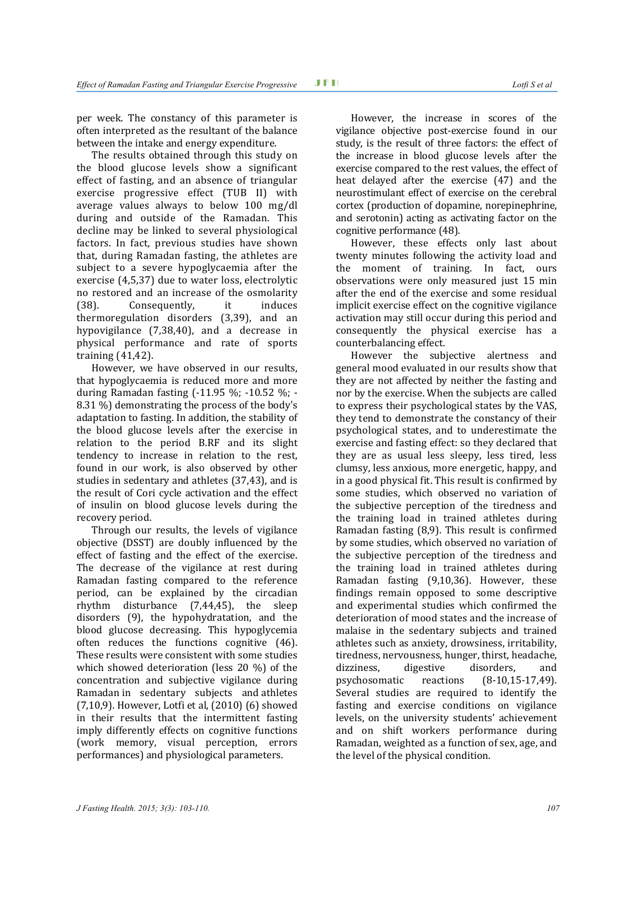per week. The constancy of this parameter is often interpreted as the resultant of the balance between the intake and energy expenditure.

The results obtained through this study on the blood glucose levels show a significant effect of fasting, and an absence of triangular exercise progressive effect (TUB II) with average values always to below 100 mg/dl during and outside of the Ramadan. This decline may be linked to several physiological factors. In fact, previous studies have shown that, during Ramadan fasting, the athletes are subject to a severe hypoglycaemia after the exercise (4,5,37) due to water loss, electrolytic no restored and an increase of the osmolarity (38). Consequently, it induces thermoregulation disorders (3,39), and an hypovigilance (7,38,40), and a decrease in physical performance and rate of sports training (41,42).

However, we have observed in our results, that hypoglycaemia is reduced more and more during Ramadan fasting (-11.95 %; -10.52 %; -8.31 %) demonstrating the process of the body's adaptation to fasting. In addition, the stability of the blood glucose levels after the exercise in relation to the period B.RF and its slight tendency to increase in relation to the rest, found in our work, is also observed by other studies in sedentary and athletes (37,43), and is the result of Cori cycle activation and the effect of insulin on blood glucose levels during the recovery period.

Through our results, the levels of vigilance objective (DSST) are doubly influenced by the effect of fasting and the effect of the exercise. The decrease of the vigilance at rest during Ramadan fasting compared to the reference period, can be explained by the circadian rhythm disturbance (7,44,45), the sleep disorders (9), the hypohydratation, and the blood glucose decreasing. This hypoglycemia often reduces the functions cognitive (46). These results were consistent with some studies which showed deterioration (less 20 %) of the concentration and subjective vigilance during Ramadan in sedentary subjects and athletes (7,10,9). However, Lotfi et al, (2010) (6) showed in their results that the intermittent fasting imply differently effects on cognitive functions (work memory, visual perception, errors performances) and physiological parameters.

However, the increase in scores of the vigilance objective post-exercise found in our study, is the result of three factors: the effect of the increase in blood glucose levels after the exercise compared to the rest values, the effect of heat delayed after the exercise (47) and the neurostimulant effect of exercise on the cerebral cortex (production of dopamine, norepinephrine, and serotonin) acting as activating factor on the cognitive performance (48).

However, these effects only last about twenty minutes following the activity load and the moment of training. In fact, ours observations were only measured just 15 min after the end of the exercise and some residual implicit exercise effect on the cognitive vigilance activation may still occur during this period and consequently the physical exercise has a counterbalancing effect.

However the subjective alertness and general mood evaluated in our results show that they are not affected by neither the fasting and nor by the exercise. When the subjects are called to express their psychological states by the VAS, they tend to demonstrate the constancy of their psychological states, and to underestimate the exercise and fasting effect: so they declared that they are as usual less sleepy, less tired, less clumsy, less anxious, more energetic, happy, and in a good physical fit. This result is confirmed by some studies, which observed no variation of the subjective perception of the tiredness and the training load in trained athletes during Ramadan fasting (8,9). This result is confirmed by some studies, which observed no variation of the subjective perception of the tiredness and the training load in trained athletes during Ramadan fasting (9,10,36). However, these findings remain opposed to some descriptive and experimental studies which confirmed the deterioration of mood states and the increase of malaise in the sedentary subjects and trained athletes such as anxiety, drowsiness, irritability, tiredness, nervousness, hunger, thirst, headache, dizziness, digestive disorders, and psychosomatic reactions (8-10,15-17,49). Several studies are required to identify the fasting and exercise conditions on vigilance levels, on the university students' achievement and on shift workers performance during Ramadan, weighted as a function of sex, age, and the level of the physical condition.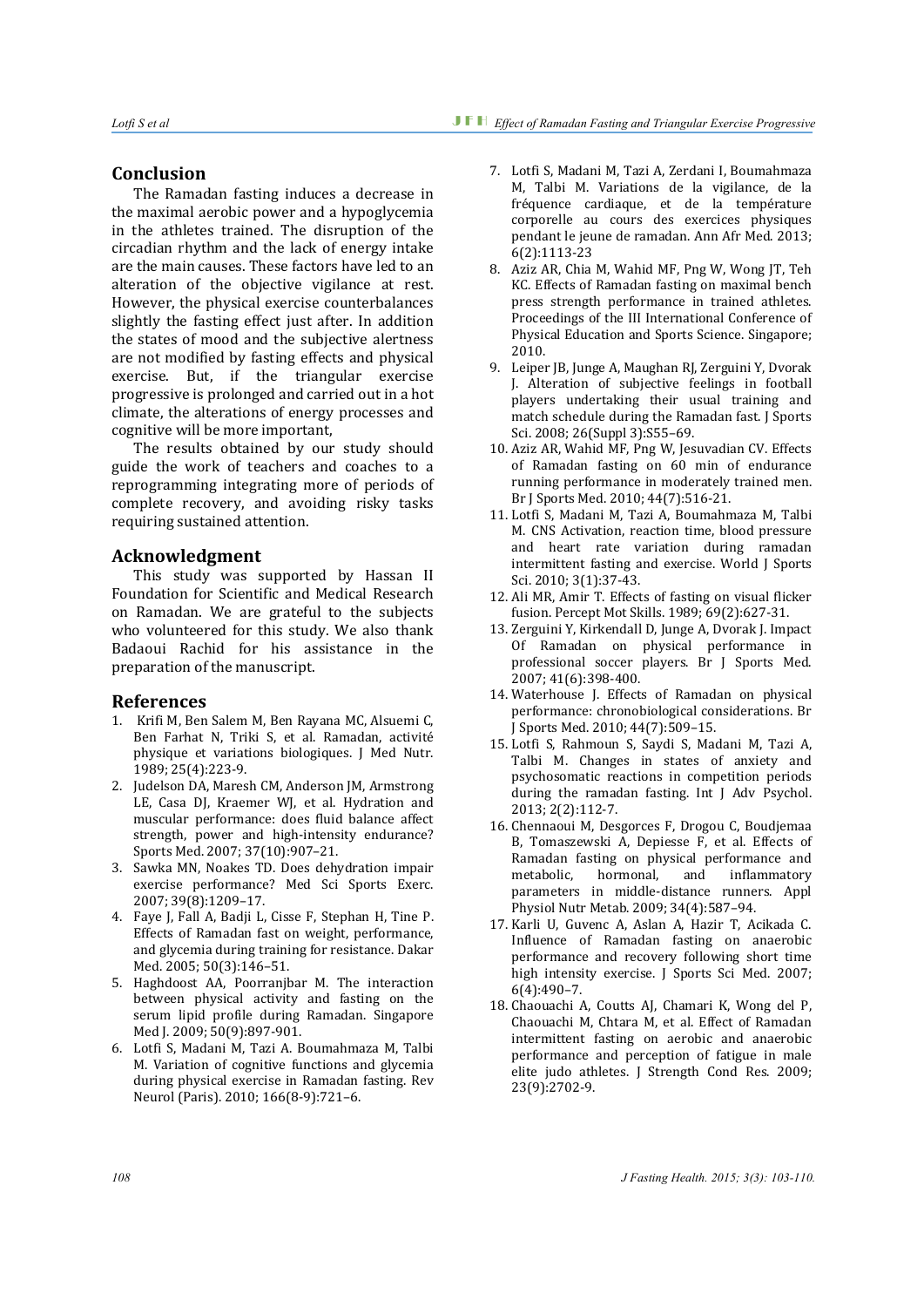## Conclusion

The Ramadan fasting induces a decrease in the maximal aerobic power and a hypoglycemia in the athletes trained. The disruption of the circadian rhythm and the lack of energy intake are the main causes. These factors have led to an alteration of the objective vigilance at rest. However, the physical exercise counterbalances slightly the fasting effect just after. In addition the states of mood and the subjective alertness are not modified by fasting effects and physical exercise. But, if the triangular exercise progressive is prolonged and carried out in a hot climate, the alterations of energy processes and cognitive will be more important,

The results obtained by our study should guide the work of teachers and coaches to a reprogramming integrating more of periods of complete recovery, and avoiding risky tasks requiring sustained attention.

## Acknowledgment

This study was supported by Hassan II Foundation for Scientific and Medical Research on Ramadan. We are grateful to the subjects who volunteered for this study. We also thank Badaoui Rachid for his assistance in the preparation of the manuscript.

## References

1. Krifi M, Ben Salem M, Ben Rayana MC, Alsuemi C, Ben Farhat N, Triki S, et al. Ramadan, activité physique et variations biologiques. J Med Nutr. 1989; 25(4):223-9.
2. Judelson DA, Maresh CM, Anderson JM, Armstrong LE, Casa DJ, Kraemer WJ, et al. Hydration and muscular performance: does fluid balance affect strength, power and high-intensity endurance? Sports Med. 2007; 37(10):907–21.
3. Sawka MN, Noakes TD. Does dehydration impair exercise performance? Med Sci Sports Exerc. 2007; 39(8):1209–17.
4. Faye J, Fall A, Badji L, Cisse F, Stephan H, Tine P. Effects of Ramadan fast on weight, performance, and glycemia during training for resistance. Dakar Med. 2005; 50(3):146–51.
5. Haghdoost AA, Poorranjbar M. The interaction between physical activity and fasting on the serum lipid profile during Ramadan. Singapore Med J. 2009; 50(9):897-901.
6. Lotfi S, Madani M, Tazi A. Boumahmaza M, Talbi M. Variation of cognitive functions and glycemia during physical exercise in Ramadan fasting. Rev Neurol (Paris). 2010; 166(8-9):721–6.
7. Lotfi S, Madani M, Tazi A, Zerdani I, Boumahmaza M, Talbi M. Variations de la vigilance, de la fréquence cardiaque, et de la température corporelle au cours des exercices physiques pendant le jeune de ramadan. Ann Afr Med. 2013; 6(2):1113-23
8. Aziz AR, Chia M, Wahid MF, Png W, Wong JT, Teh KC. Effects of Ramadan fasting on maximal bench press strength performance in trained athletes. Proceedings of the III International Conference of Physical Education and Sports Science. Singapore; 2010.
9. Leiper JB, Junge A, Maughan RJ, Zerguini Y, Dvorak J. Alteration of subjective feelings in football players undertaking their usual training and match schedule during the Ramadan fast. J Sports Sci. 2008; 26(Suppl 3):S55–69.
10. Aziz AR, Wahid MF, Png W, Jesuvadian CV. Effects of Ramadan fasting on 60 min of endurance running performance in moderately trained men. Br J Sports Med. 2010; 44(7):516-21.
11. Lotfi S, Madani M, Tazi A, Boumahmaza M, Talbi M. CNS Activation, reaction time, blood pressure and heart rate variation during ramadan intermittent fasting and exercise. World J Sports Sci. 2010; 3(1):37-43.
12. Ali MR, Amir T. Effects of fasting on visual flicker fusion. Percept Mot Skills. 1989; 69(2):627-31.
13. Zerguini Y, Kirkendall D, Junge A, Dvorak J. Impact Of Ramadan on physical performance in professional soccer players. Br J Sports Med. 2007; 41(6):398-400.
14. Waterhouse J. Effects of Ramadan on physical performance: chronobiological considerations. Br J Sports Med. 2010; 44(7):509–15.
15. Lotfi S, Rahmoun S, Saydi S, Madani M, Tazi A, Talbi M. Changes in states of anxiety and psychosomatic reactions in competition periods during the ramadan fasting. Int J Adv Psychol. 2013; 2(2):112-7.
16. Chennaoui M, Desgorces F, Drogou C, Boudjemaa B, Tomaszewski A, Depiesse F, et al. Effects of Ramadan fasting on physical performance and metabolic, hormonal, and inflammatory parameters in middle-distance runners. Appl Physiol Nutr Metab. 2009; 34(4):587–94.
17. Karli U, Guvenc A, Aslan A, Hazir T, Acikada C. Influence of Ramadan fasting on anaerobic performance and recovery following short time high intensity exercise. J Sports Sci Med. 2007; 6(4):490–7.
18. Chaouachi A, Coutts AJ, Chamari K, Wong del P, Chaouachi M, Chtara M, et al. Effect of Ramadan intermittent fasting on aerobic and anaerobic performance and perception of fatigue in male elite judo athletes. J Strength Cond Res. 2009; 23(9):2702-9.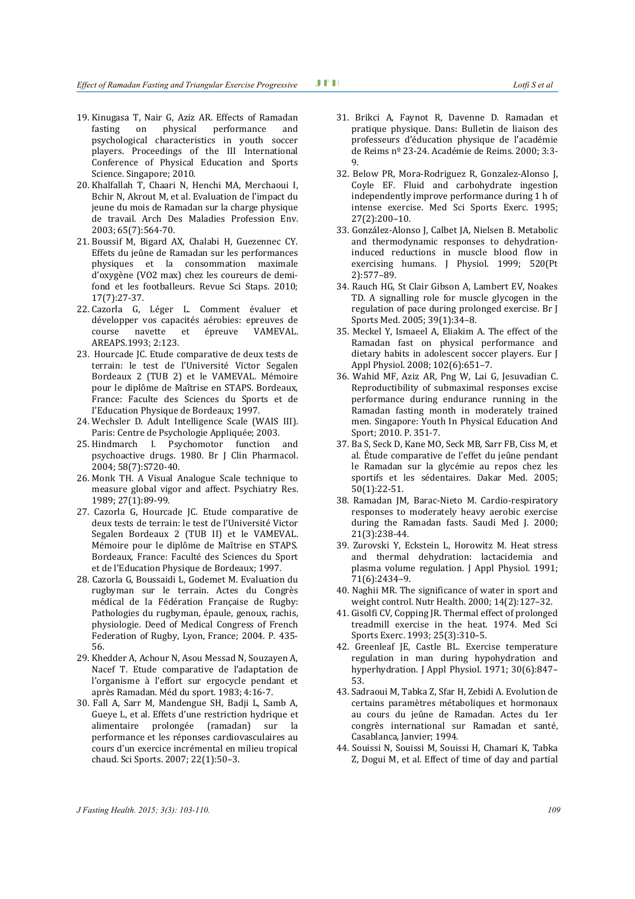19. Kinugasa T, Nair G, Aziz AR. Effects of Ramadan fasting on physical performance and psychological characteristics in youth soccer players. Proceedings of the III International Conference of Physical Education and Sports Science. Singapore; 2010.
20. Khalfallah T, Chaari N, Henchi MA, Merchaoui I, Bchir N, Akrout M, et al. Evaluation de l'impact du jeune du mois de Ramadan sur la charge physique de travail. Arch Des Maladies Profession Env. 2003; 65(7):564-70.
21. Boussif M, Bigard AX, Chalabi H, Guezennec CY. Effets du jeûne de Ramadan sur les performances physiques et la consommation maximale d'oxygène (VO2 max) chez les coureurs de demi-fond et les footballeurs. Revue Sci Staps. 2010; 17(7):27-37.
22. Cazorla G, Léger L. Comment évaluer et développer vos capacités aérobies: epreuves de course navette et épreuve VAMEVAL. AREAPS.1993; 2:123.
23. Hourcade JC. Etude comparative de deux tests de terrain: le test de l'Université Victor Segalen Bordeaux 2 (TUB 2) et le VAMEVAL. Mémoire pour le diplôme de Maîtrise en STAPS. Bordeaux, France: Faculte des Sciences du Sports et de l'Education Physique de Bordeaux; 1997.
24. Wechsler D. Adult Intelligence Scale (WAIS III). Paris: Centre de Psychologie Appliquée; 2003.
25. Hindmarch I. Psychomotor function and psychoactive drugs. 1980. Br J Clin Pharmacol. 2004; 58(7):S720-40.
26. Monk TH. A Visual Analogue Scale technique to measure global vigor and affect. Psychiatry Res. 1989; 27(1):89-99.
27. Cazorla G, Hourcade JC. Etude comparative de deux tests de terrain: le test de l'Université Victor Segalen Bordeaux 2 (TUB II) et le VAMEVAL. Mémoire pour le diplôme de Maîtrise en STAPS. Bordeaux, France: Faculté des Sciences du Sport et de l'Education Physique de Bordeaux; 1997.
28. Cazorla G, Boussaidi L, Godemet M. Evaluation du rugbyman sur le terrain. Actes du Congrès médical de la Fédération Française de Rugby: Pathologies du rugbyman, épaule, genoux, rachis, physiologie. Deed of Medical Congress of French Federation of Rugby, Lyon, France; 2004. P. 435-56.
29. Khedder A, Achour N, Asou Messad N, Souzayen A, Nacef T. Etude comparative de l'adaptation de l'organisme à l'effort sur ergocycle pendant et après Ramadan. Méd du sport. 1983; 4:16-7.
30. Fall A, Sarr M, Mandengue SH, Badji L, Samb A, Gueye L, et al. Effets d'une restriction hydrique et alimentaire prolongée (ramadan) sur la performance et les réponses cardiovasculaires au cours d'un exercice incrémental en milieu tropical chaud. Sci Sports. 2007; 22(1):50–3.
31. Brikci A, Faynot R, Davenne D. Ramadan et pratique physique. Dans: Bulletin de liaison des professeurs d'éducation physique de l'académie de Reims nº 23-24. Académie de Reims. 2000; 3:3-9.
32. Below PR, Mora-Rodriguez R, Gonzalez-Alonso J, Coyle EF. Fluid and carbohydrate ingestion independently improve performance during 1 h of intense exercise. Med Sci Sports Exerc. 1995; 27(2):200–10.
33. González-Alonso J, Calbet JA, Nielsen B. Metabolic and thermodynamic responses to dehydration-induced reductions in muscle blood flow in exercising humans. J Physiol. 1999; 520(Pt 2):577–89.
34. Rauch HG, St Clair Gibson A, Lambert EV, Noakes TD. A signalling role for muscle glycogen in the regulation of pace during prolonged exercise. Br J Sports Med. 2005; 39(1):34–8.
35. Meckel Y, Ismaeel A, Eliakim A. The effect of the Ramadan fast on physical performance and dietary habits in adolescent soccer players. Eur J Appl Physiol. 2008; 102(6):651–7.
36. Wahid MF, Aziz AR, Png W, Lai G, Jesuvadian C. Reproductibility of submaximal responses excise performance during endurance running in the Ramadan fasting month in moderately trained men. Singapore: Youth In Physical Education And Sport; 2010. P. 351-7.
37. Ba S, Seck D, Kane MO, Seck MB, Sarr FB, Ciss M, et al. Étude comparative de l'effet du jeûne pendant le Ramadan sur la glycémie au repos chez les sportifs et les sédentaires. Dakar Med. 2005; 50(1):22-51.
38. Ramadan JM, Barac-Nieto M. Cardio-respiratory responses to moderately heavy aerobic exercise during the Ramadan fasts. Saudi Med J. 2000; 21(3):238-44.
39. Zurovski Y, Eckstein L, Horowitz M. Heat stress and thermal dehydration: lactacidemia and plasma volume regulation. J Appl Physiol. 1991; 71(6):2434–9.
40. Naghii MR. The significance of water in sport and weight control. Nutr Health. 2000; 14(2):127–32.
41. Gisolfi CV, Copping JR. Thermal effect of prolonged treadmill exercise in the heat. 1974. Med Sci Sports Exerc. 1993; 25(3):310–5.
42. Greenleaf JE, Castle BL. Exercise temperature regulation in man during hypohydration and hyperhydration. J Appl Physiol. 1971; 30(6):847–53.
43. Sadraoui M, Tabka Z, Sfar H, Zebidi A. Evolution de certains paramètres métaboliques et hormonaux au cours du jeûne de Ramadan. Actes du 1er congrès international sur Ramadan et santé, Casablanca, Janvier; 1994.
44. Souissi N, Souissi M, Souissi H, Chamari K, Tabka Z, Dogui M, et al. Effect of time of day and partial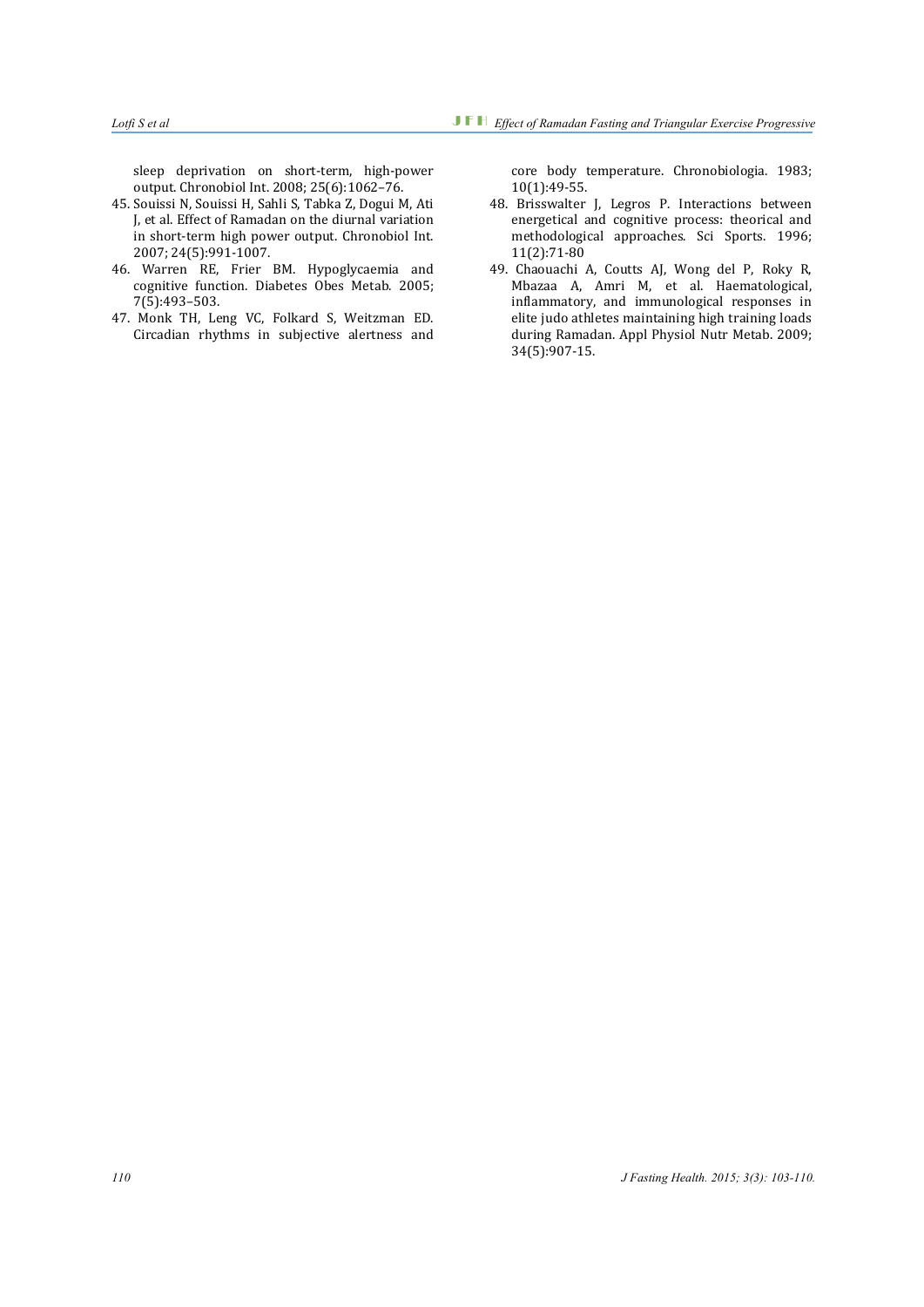sleep deprivation on short-term, high-power output. Chronobiol Int. 2008; 25(6):1062–76.

45. Souissi N, Souissi H, Sahli S, Tabka Z, Dogui M, Ati J, et al. Effect of Ramadan on the diurnal variation in short-term high power output. Chronobiol Int. 2007; 24(5):991-1007.
46. Warren RE, Frier BM. Hypoglycaemia and cognitive function. Diabetes Obes Metab. 2005; 7(5):493–503.
47. Monk TH, Leng VC, Folkard S, Weitzman ED. Circadian rhythms in subjective alertness and core body temperature. Chronobiologia. 1983; 10(1):49-55.
48. Brisswalter J, Legros P. Interactions between energetical and cognitive process: theorical and methodological approaches. Sci Sports. 1996; 11(2):71-80
49. Chaouachi A, Coutts AJ, Wong del P, Roky R, Mbazaa A, Amri M, et al. Haematological, inflammatory, and immunological responses in elite judo athletes maintaining high training loads during Ramadan. Appl Physiol Nutr Metab. 2009; 34(5):907-15.